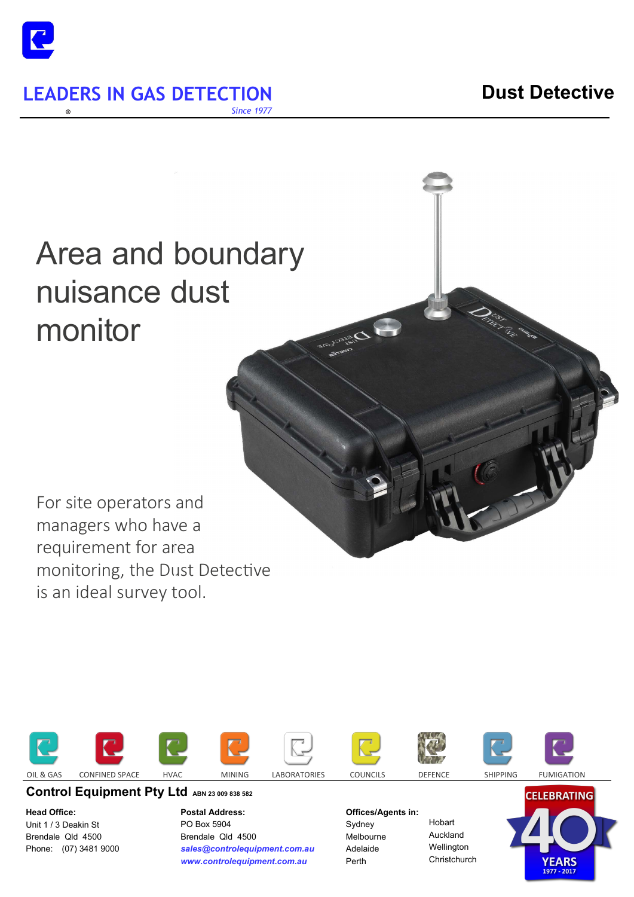LEADERS IN GAS DETECTION

®

*Since 1977*

# Dust Detective

## Area and boundary nuisance dust monitor

For site operators and managers who have a requirement for area monitoring, the Dust Detective is an ideal survey tool.

OIL & GAS | CONFINED SPACE | HVAC | MINING | LABORATORIES | COUNCILS | DEFENCE | SHIPPING | FUMIGATION

**Control Equipment Pty Ltd** ABN 23 009 838 582

**Head Office:**
Unit 1 / 3 Deakin St
Brendale Qld 4500
Phone: (07) 3481 9000

**Postal Address:**
PO Box 5904
Brendale Qld 4500
***sales@controlequipment.com.au***
***www.controlequipment.com.au***

**Offices/Agents in:**
Sydney
Melbourne
Adelaide
Perth
Hobart
Auckland
Wellington
Christchurch

CELEBRATING 40 YEARS 1977 - 2017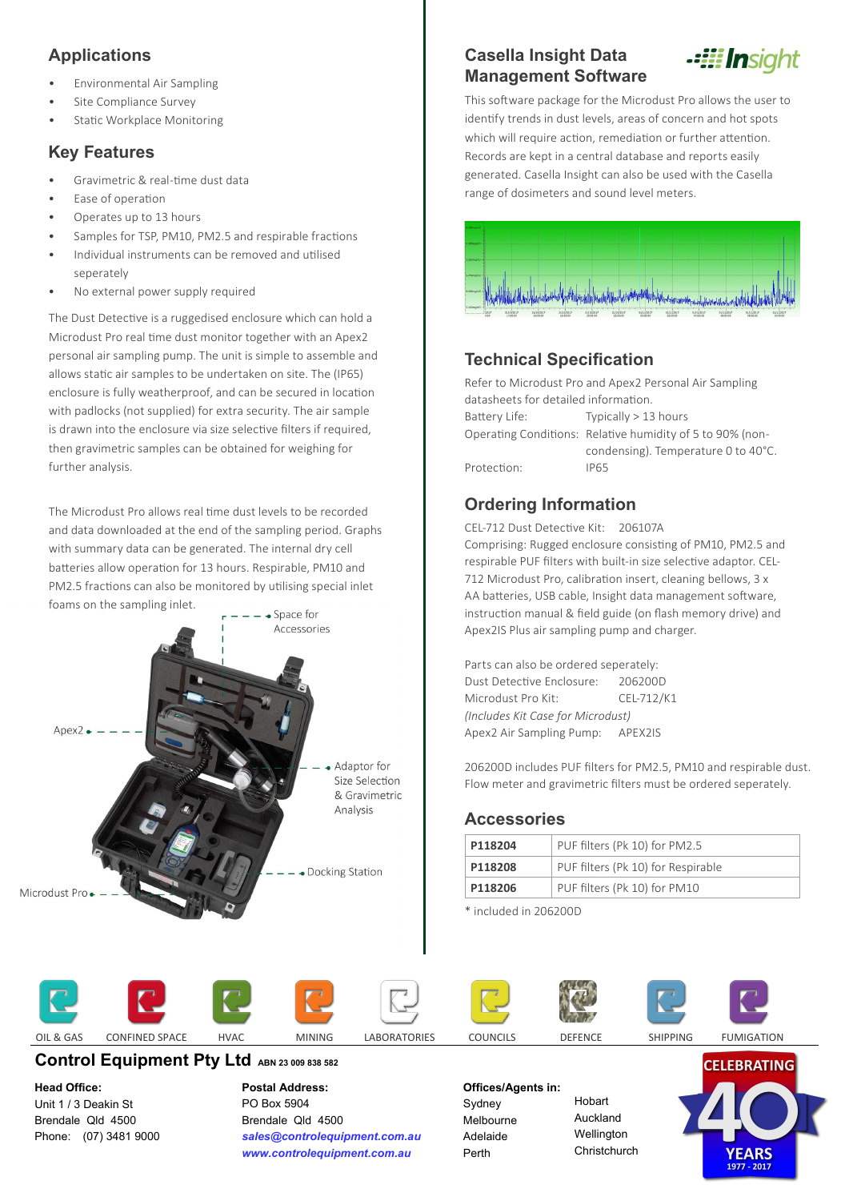## Applications

- Environmental Air Sampling
- Site Compliance Survey
- Static Workplace Monitoring

## Key Features

- Gravimetric & real-time dust data
- Ease of operation
- Operates up to 13 hours
- Samples for TSP, PM10, PM2.5 and respirable fractions
- Individual instruments can be removed and utilised seperately
- No external power supply required

The Dust Detective is a ruggedised enclosure which can hold a Microdust Pro real time dust monitor together with an Apex2 personal air sampling pump. The unit is simple to assemble and allows static air samples to be undertaken on site. The (IP65) enclosure is fully weatherproof, and can be secured in location with padlocks (not supplied) for extra security. The air sample is drawn into the enclosure via size selective filters if required, then gravimetric samples can be obtained for weighing for further analysis.

The Microdust Pro allows real time dust levels to be recorded and data downloaded at the end of the sampling period. Graphs with summary data can be generated. The internal dry cell batteries allow operation for 13 hours. Respirable, PM10 and PM2.5 fractions can also be monitored by utilising special inlet foams on the sampling inlet.

Space for Accessories

Apex2

Adaptor for Size Selection & Gravimetric Analysis

Docking Station

Microdust Pro

## Casella Insight Data Management Software

Insight

This software package for the Microdust Pro allows the user to identify trends in dust levels, areas of concern and hot spots which will require action, remediation or further attention. Records are kept in a central database and reports easily generated. Casella Insight can also be used with the Casella range of dosimeters and sound level meters.

## Technical Specification

Refer to Microdust Pro and Apex2 Personal Air Sampling datasheets for detailed information.

| | |
|---|---|
| Battery Life: | Typically > 13 hours |
| Operating Conditions: | Relative humidity of 5 to 90% (non-condensing). Temperature 0 to 40°C. |
| Protection: | IP65 |

## Ordering Information

CEL-712 Dust Detective Kit: 206107A

Comprising: Rugged enclosure consisting of PM10, PM2.5 and respirable PUF filters with built-in size selective adaptor. CEL-712 Microdust Pro, calibration insert, cleaning bellows, 3 x AA batteries, USB cable, Insight data management software, instruction manual & field guide (on flash memory drive) and Apex2IS Plus air sampling pump and charger.

Parts can also be ordered seperately:

Dust Detective Enclosure: 206200D

Microdust Pro Kit: CEL-712/K1

*(Includes Kit Case for Microdust)*

Apex2 Air Sampling Pump: APEX2IS

206200D includes PUF filters for PM2.5, PM10 and respirable dust. Flow meter and gravimetric filters must be ordered seperately.

## Accessories

| | |
|---|---|
| **P118204** | PUF filters (Pk 10) for PM2.5 |
| **P118208** | PUF filters (Pk 10) for Respirable |
| **P118206** | PUF filters (Pk 10) for PM10 |

* included in 206200D

OIL & GAS | CONFINED SPACE | HVAC | MINING | LABORATORIES | COUNCILS | DEFENCE | SHIPPING | FUMIGATION

**Control Equipment Pty Ltd** ABN 23 009 838 582

**Head Office:**
Unit 1 / 3 Deakin St
Brendale Qld 4500
Phone: (07) 3481 9000

**Postal Address:**
PO Box 5904
Brendale Qld 4500
*sales@controlequipment.com.au*
*www.controlequipment.com.au*

**Offices/Agents in:**
Sydney, Melbourne, Adelaide, Perth, Hobart, Auckland, Wellington, Christchurch

CELEBRATING 40 YEARS 1977 - 2017